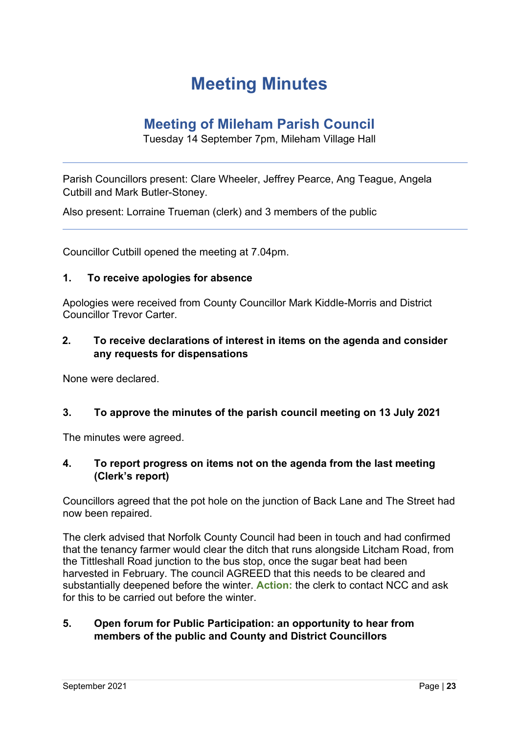# Meeting Minutes

## Meeting of Mileham Parish Council

Tuesday 14 September 7pm, Mileham Village Hall

---

Parish Councillors present: Clare Wheeler, Jeffrey Pearce, Ang Teague, Angela Cutbill and Mark Butler-Stoney.

Also present: Lorraine Trueman (clerk) and 3 members of the public

---

Councillor Cutbill opened the meeting at 7.04pm.

### 1. To receive apologies for absence

Apologies were received from County Councillor Mark Kiddle-Morris and District Councillor Trevor Carter.

### 2. To receive declarations of interest in items on the agenda and consider any requests for dispensations

None were declared.

### 3. To approve the minutes of the parish council meeting on 13 July 2021

The minutes were agreed.

### 4. To report progress on items not on the agenda from the last meeting (Clerk's report)

Councillors agreed that the pot hole on the junction of Back Lane and The Street had now been repaired.

The clerk advised that Norfolk County Council had been in touch and had confirmed that the tenancy farmer would clear the ditch that runs alongside Litcham Road, from the Tittleshall Road junction to the bus stop, once the sugar beat had been harvested in February. The council AGREED that this needs to be cleared and substantially deepened before the winter. **Action:** the clerk to contact NCC and ask for this to be carried out before the winter.

### 5. Open forum for Public Participation: an opportunity to hear from members of the public and County and District Councillors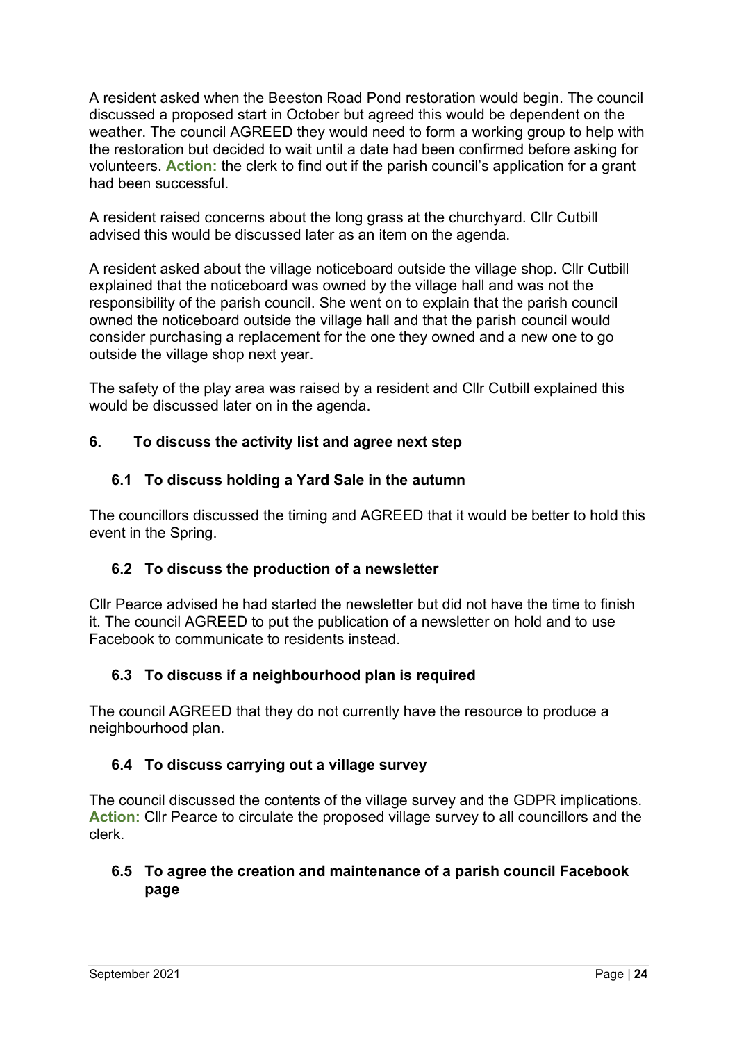A resident asked when the Beeston Road Pond restoration would begin. The council discussed a proposed start in October but agreed this would be dependent on the weather. The council AGREED they would need to form a working group to help with the restoration but decided to wait until a date had been confirmed before asking for volunteers. **Action:** the clerk to find out if the parish council's application for a grant had been successful.

A resident raised concerns about the long grass at the churchyard. Cllr Cutbill advised this would be discussed later as an item on the agenda.

A resident asked about the village noticeboard outside the village shop. Cllr Cutbill explained that the noticeboard was owned by the village hall and was not the responsibility of the parish council. She went on to explain that the parish council owned the noticeboard outside the village hall and that the parish council would consider purchasing a replacement for the one they owned and a new one to go outside the village shop next year.

The safety of the play area was raised by a resident and Cllr Cutbill explained this would be discussed later on in the agenda.

## 6. To discuss the activity list and agree next step

### 6.1 To discuss holding a Yard Sale in the autumn

The councillors discussed the timing and AGREED that it would be better to hold this event in the Spring.

### 6.2 To discuss the production of a newsletter

Cllr Pearce advised he had started the newsletter but did not have the time to finish it. The council AGREED to put the publication of a newsletter on hold and to use Facebook to communicate to residents instead.

### 6.3 To discuss if a neighbourhood plan is required

The council AGREED that they do not currently have the resource to produce a neighbourhood plan.

### 6.4 To discuss carrying out a village survey

The council discussed the contents of the village survey and the GDPR implications. **Action:** Cllr Pearce to circulate the proposed village survey to all councillors and the clerk.

### 6.5 To agree the creation and maintenance of a parish council Facebook page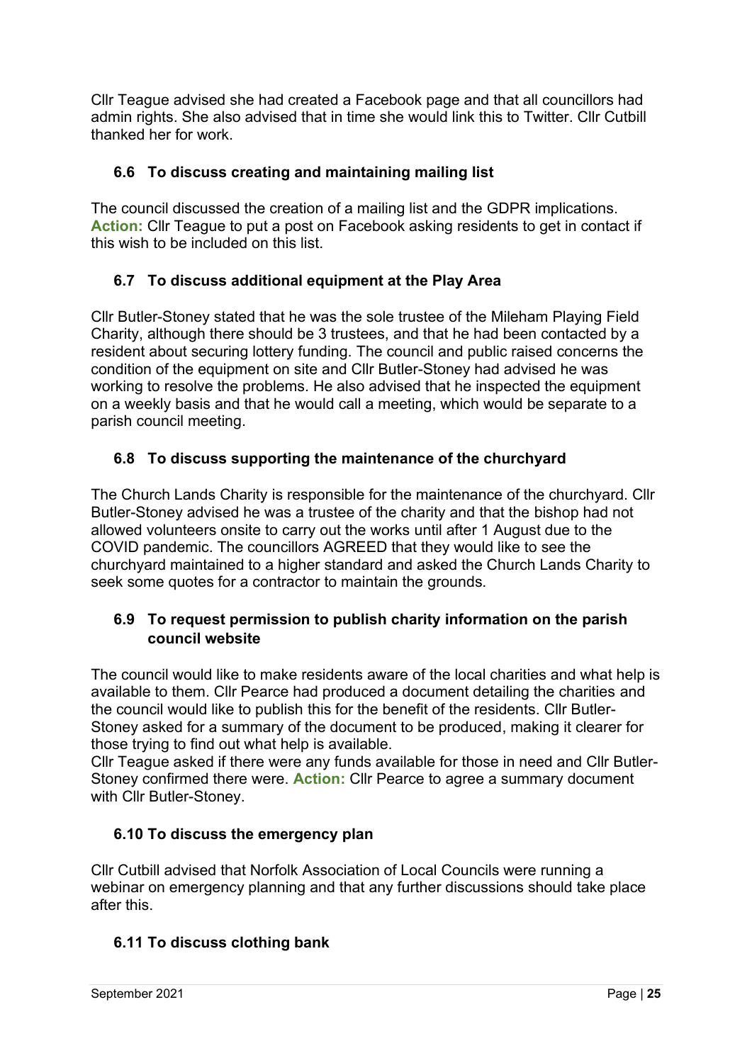Cllr Teague advised she had created a Facebook page and that all councillors had admin rights. She also advised that in time she would link this to Twitter. Cllr Cutbill thanked her for work.

### 6.6 To discuss creating and maintaining mailing list

The council discussed the creation of a mailing list and the GDPR implications. **Action:** Cllr Teague to put a post on Facebook asking residents to get in contact if this wish to be included on this list.

### 6.7 To discuss additional equipment at the Play Area

Cllr Butler-Stoney stated that he was the sole trustee of the Mileham Playing Field Charity, although there should be 3 trustees, and that he had been contacted by a resident about securing lottery funding. The council and public raised concerns the condition of the equipment on site and Cllr Butler-Stoney had advised he was working to resolve the problems. He also advised that he inspected the equipment on a weekly basis and that he would call a meeting, which would be separate to a parish council meeting.

### 6.8 To discuss supporting the maintenance of the churchyard

The Church Lands Charity is responsible for the maintenance of the churchyard. Cllr Butler-Stoney advised he was a trustee of the charity and that the bishop had not allowed volunteers onsite to carry out the works until after 1 August due to the COVID pandemic. The councillors AGREED that they would like to see the churchyard maintained to a higher standard and asked the Church Lands Charity to seek some quotes for a contractor to maintain the grounds.

### 6.9 To request permission to publish charity information on the parish council website

The council would like to make residents aware of the local charities and what help is available to them. Cllr Pearce had produced a document detailing the charities and the council would like to publish this for the benefit of the residents. Cllr Butler-Stoney asked for a summary of the document to be produced, making it clearer for those trying to find out what help is available.
Cllr Teague asked if there were any funds available for those in need and Cllr Butler-Stoney confirmed there were. **Action:** Cllr Pearce to agree a summary document with Cllr Butler-Stoney.

### 6.10 To discuss the emergency plan

Cllr Cutbill advised that Norfolk Association of Local Councils were running a webinar on emergency planning and that any further discussions should take place after this.

### 6.11 To discuss clothing bank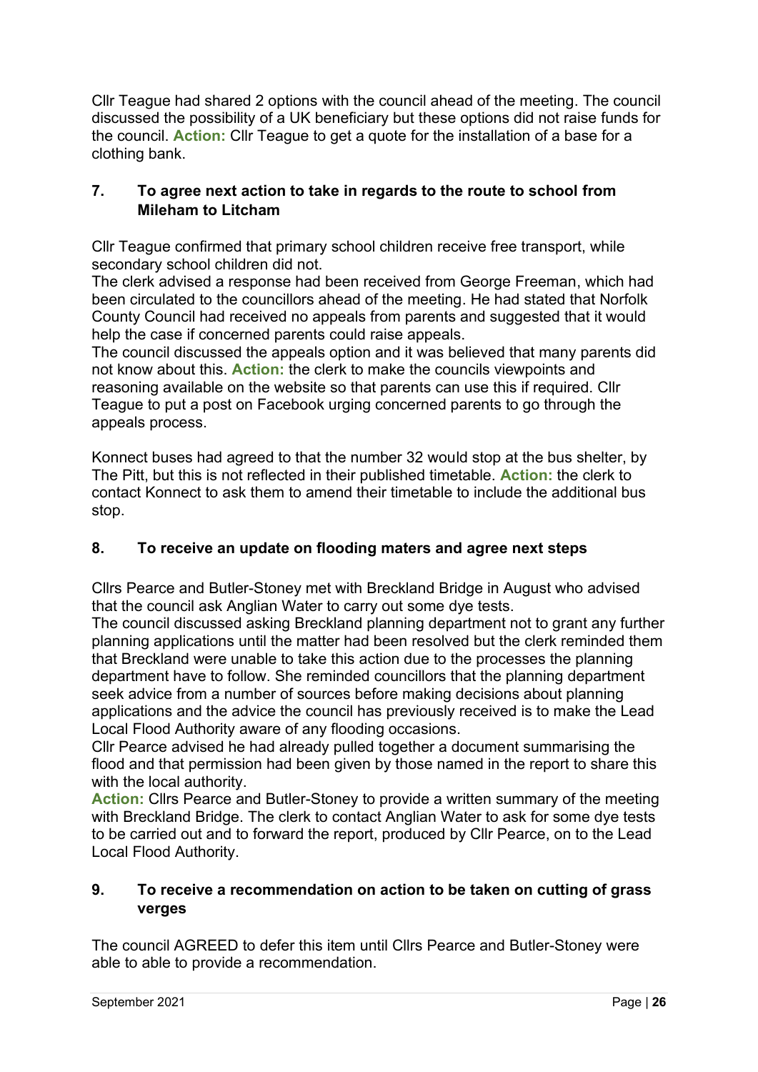Cllr Teague had shared 2 options with the council ahead of the meeting. The council discussed the possibility of a UK beneficiary but these options did not raise funds for the council. **Action:** Cllr Teague to get a quote for the installation of a base for a clothing bank.

### 7. To agree next action to take in regards to the route to school from Mileham to Litcham

Cllr Teague confirmed that primary school children receive free transport, while secondary school children did not.
The clerk advised a response had been received from George Freeman, which had been circulated to the councillors ahead of the meeting. He had stated that Norfolk County Council had received no appeals from parents and suggested that it would help the case if concerned parents could raise appeals.
The council discussed the appeals option and it was believed that many parents did not know about this. **Action:** the clerk to make the councils viewpoints and reasoning available on the website so that parents can use this if required. Cllr Teague to put a post on Facebook urging concerned parents to go through the appeals process.

Konnect buses had agreed to that the number 32 would stop at the bus shelter, by The Pitt, but this is not reflected in their published timetable. **Action:** the clerk to contact Konnect to ask them to amend their timetable to include the additional bus stop.

### 8. To receive an update on flooding maters and agree next steps

Cllrs Pearce and Butler-Stoney met with Breckland Bridge in August who advised that the council ask Anglian Water to carry out some dye tests.
The council discussed asking Breckland planning department not to grant any further planning applications until the matter had been resolved but the clerk reminded them that Breckland were unable to take this action due to the processes the planning department have to follow. She reminded councillors that the planning department seek advice from a number of sources before making decisions about planning applications and the advice the council has previously received is to make the Lead Local Flood Authority aware of any flooding occasions.
Cllr Pearce advised he had already pulled together a document summarising the flood and that permission had been given by those named in the report to share this with the local authority.
**Action:** Cllrs Pearce and Butler-Stoney to provide a written summary of the meeting with Breckland Bridge. The clerk to contact Anglian Water to ask for some dye tests to be carried out and to forward the report, produced by Cllr Pearce, on to the Lead Local Flood Authority.

### 9. To receive a recommendation on action to be taken on cutting of grass verges

The council AGREED to defer this item until Cllrs Pearce and Butler-Stoney were able to able to provide a recommendation.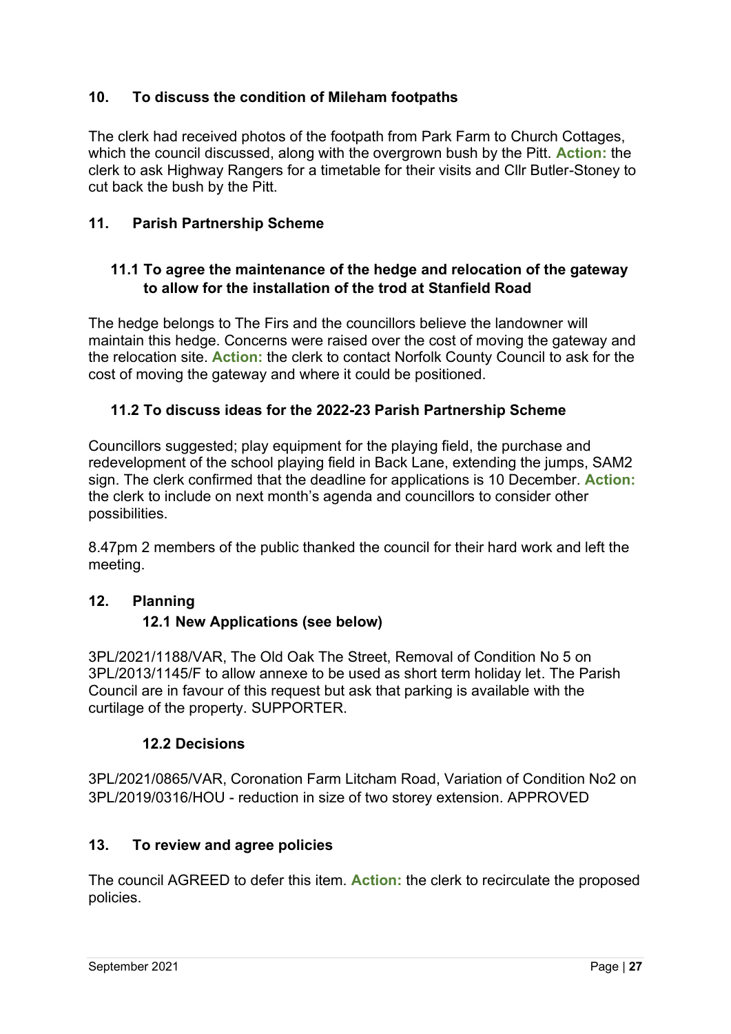## 10. To discuss the condition of Mileham footpaths

The clerk had received photos of the footpath from Park Farm to Church Cottages, which the council discussed, along with the overgrown bush by the Pitt. **Action:** the clerk to ask Highway Rangers for a timetable for their visits and Cllr Butler-Stoney to cut back the bush by the Pitt.

## 11. Parish Partnership Scheme

### 11.1 To agree the maintenance of the hedge and relocation of the gateway to allow for the installation of the trod at Stanfield Road

The hedge belongs to The Firs and the councillors believe the landowner will maintain this hedge. Concerns were raised over the cost of moving the gateway and the relocation site. **Action:** the clerk to contact Norfolk County Council to ask for the cost of moving the gateway and where it could be positioned.

### 11.2 To discuss ideas for the 2022-23 Parish Partnership Scheme

Councillors suggested; play equipment for the playing field, the purchase and redevelopment of the school playing field in Back Lane, extending the jumps, SAM2 sign. The clerk confirmed that the deadline for applications is 10 December. **Action:** the clerk to include on next month's agenda and councillors to consider other possibilities.

8.47pm 2 members of the public thanked the council for their hard work and left the meeting.

## 12. Planning

### 12.1 New Applications (see below)

3PL/2021/1188/VAR, The Old Oak The Street, Removal of Condition No 5 on 3PL/2013/1145/F to allow annexe to be used as short term holiday let. The Parish Council are in favour of this request but ask that parking is available with the curtilage of the property. SUPPORTER.

### 12.2 Decisions

3PL/2021/0865/VAR, Coronation Farm Litcham Road, Variation of Condition No2 on 3PL/2019/0316/HOU - reduction in size of two storey extension. APPROVED

## 13. To review and agree policies

The council AGREED to defer this item. **Action:** the clerk to recirculate the proposed policies.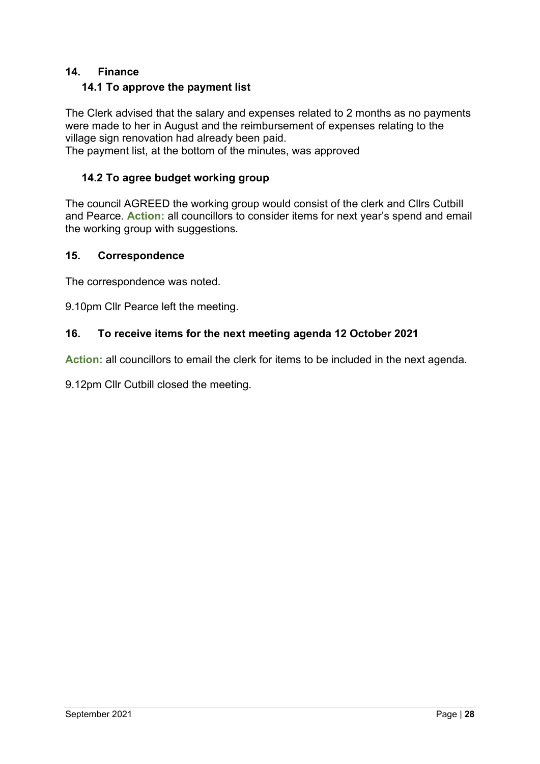## 14. Finance

### 14.1 To approve the payment list

The Clerk advised that the salary and expenses related to 2 months as no payments were made to her in August and the reimbursement of expenses relating to the village sign renovation had already been paid.
The payment list, at the bottom of the minutes, was approved

### 14.2 To agree budget working group

The council AGREED the working group would consist of the clerk and Cllrs Cutbill and Pearce. **Action:** all councillors to consider items for next year's spend and email the working group with suggestions.

## 15. Correspondence

The correspondence was noted.

9.10pm Cllr Pearce left the meeting.

## 16. To receive items for the next meeting agenda 12 October 2021

**Action:** all councillors to email the clerk for items to be included in the next agenda.

9.12pm Cllr Cutbill closed the meeting.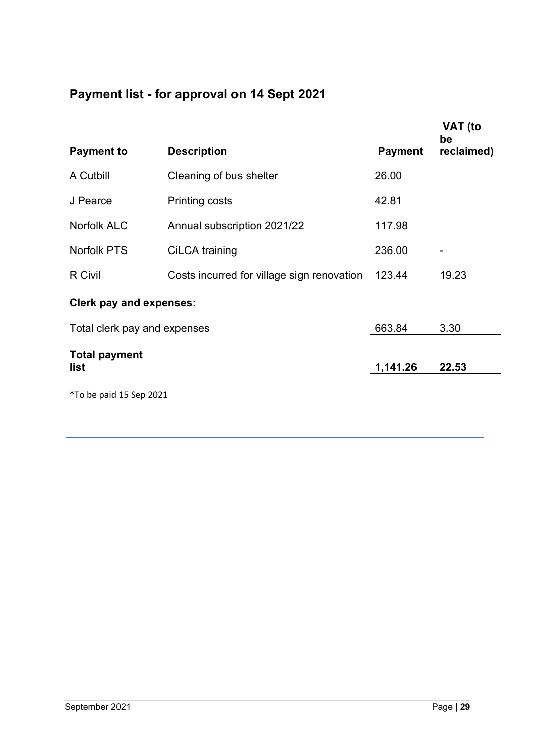## Payment list - for approval on 14 Sept 2021

| Payment to | Description | Payment | VAT (to be reclaimed) |
|---|---|---|---|
| A Cutbill | Cleaning of bus shelter | 26.00 | |
| J Pearce | Printing costs | 42.81 | |
| Norfolk ALC | Annual subscription 2021/22 | 117.98 | |
| Norfolk PTS | CiLCA training | 236.00 | - |
| R Civil | Costs incurred for village sign renovation | 123.44 | 19.23 |
| **Clerk pay and expenses:** | | | |
| Total clerk pay and expenses | | 663.84 | 3.30 |
| **Total payment list** | | **1,141.26** | **22.53** |

*To be paid 15 Sep 2021